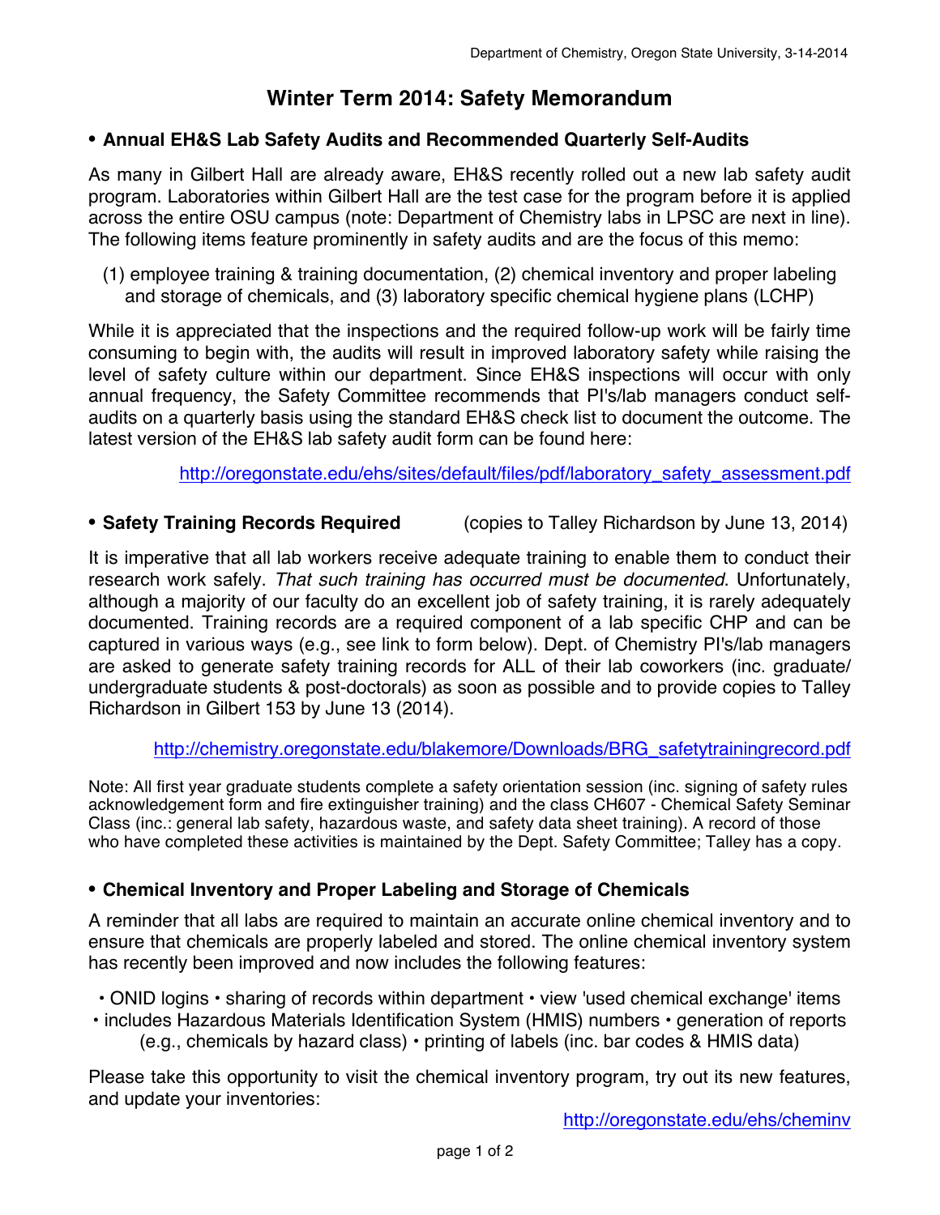Department of Chemistry, Oregon State University, 3-14-2014

# Winter Term 2014: Safety Memorandum

## • Annual EH&S Lab Safety Audits and Recommended Quarterly Self-Audits

As many in Gilbert Hall are already aware, EH&S recently rolled out a new lab safety audit program. Laboratories within Gilbert Hall are the test case for the program before it is applied across the entire OSU campus (note: Department of Chemistry labs in LPSC are next in line). The following items feature prominently in safety audits and are the focus of this memo:

(1) employee training & training documentation, (2) chemical inventory and proper labeling and storage of chemicals, and (3) laboratory specific chemical hygiene plans (LCHP)

While it is appreciated that the inspections and the required follow-up work will be fairly time consuming to begin with, the audits will result in improved laboratory safety while raising the level of safety culture within our department. Since EH&S inspections will occur with only annual frequency, the Safety Committee recommends that PI's/lab managers conduct self-audits on a quarterly basis using the standard EH&S check list to document the outcome. The latest version of the EH&S lab safety audit form can be found here:

http://oregonstate.edu/ehs/sites/default/files/pdf/laboratory_safety_assessment.pdf

## • Safety Training Records Required (copies to Talley Richardson by June 13, 2014)

It is imperative that all lab workers receive adequate training to enable them to conduct their research work safely. *That such training has occurred must be documented*. Unfortunately, although a majority of our faculty do an excellent job of safety training, it is rarely adequately documented. Training records are a required component of a lab specific CHP and can be captured in various ways (e.g., see link to form below). Dept. of Chemistry PI's/lab managers are asked to generate safety training records for ALL of their lab coworkers (inc. graduate/ undergraduate students & post-doctorals) as soon as possible and to provide copies to Talley Richardson in Gilbert 153 by June 13 (2014).

http://chemistry.oregonstate.edu/blakemore/Downloads/BRG_safetytrainingrecord.pdf

Note: All first year graduate students complete a safety orientation session (inc. signing of safety rules acknowledgement form and fire extinguisher training) and the class CH607 - Chemical Safety Seminar Class (inc.: general lab safety, hazardous waste, and safety data sheet training). A record of those who have completed these activities is maintained by the Dept. Safety Committee; Talley has a copy.

## • Chemical Inventory and Proper Labeling and Storage of Chemicals

A reminder that all labs are required to maintain an accurate online chemical inventory and to ensure that chemicals are properly labeled and stored. The online chemical inventory system has recently been improved and now includes the following features:

• ONID logins • sharing of records within department • view 'used chemical exchange' items • includes Hazardous Materials Identification System (HMIS) numbers • generation of reports (e.g., chemicals by hazard class) • printing of labels (inc. bar codes & HMIS data)

Please take this opportunity to visit the chemical inventory program, try out its new features, and update your inventories:

http://oregonstate.edu/ehs/cheminv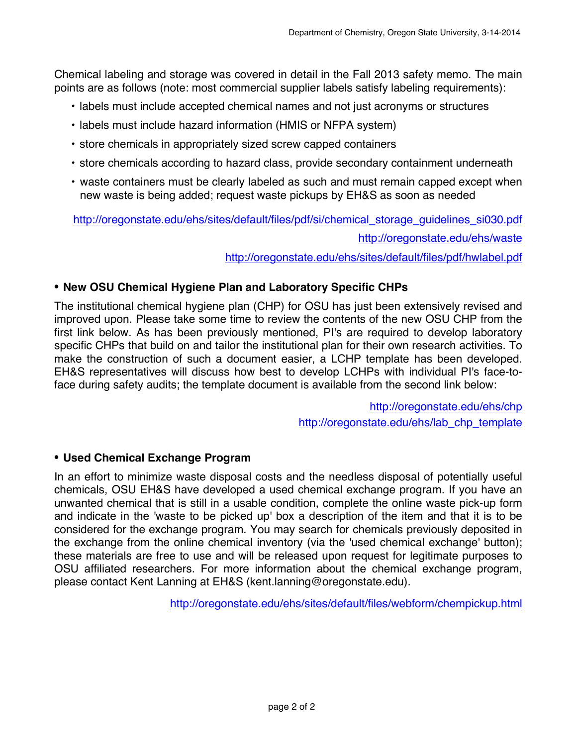Chemical labeling and storage was covered in detail in the Fall 2013 safety memo. The main points are as follows (note: most commercial supplier labels satisfy labeling requirements):

- labels must include accepted chemical names and not just acronyms or structures
- labels must include hazard information (HMIS or NFPA system)
- store chemicals in appropriately sized screw capped containers
- store chemicals according to hazard class, provide secondary containment underneath
- waste containers must be clearly labeled as such and must remain capped except when new waste is being added; request waste pickups by EH&S as soon as needed

http://oregonstate.edu/ehs/sites/default/files/pdf/si/chemical_storage_guidelines_si030.pdf

http://oregonstate.edu/ehs/waste

http://oregonstate.edu/ehs/sites/default/files/pdf/hwlabel.pdf

## • New OSU Chemical Hygiene Plan and Laboratory Specific CHPs

The institutional chemical hygiene plan (CHP) for OSU has just been extensively revised and improved upon. Please take some time to review the contents of the new OSU CHP from the first link below. As has been previously mentioned, PI's are required to develop laboratory specific CHPs that build on and tailor the institutional plan for their own research activities. To make the construction of such a document easier, a LCHP template has been developed. EH&S representatives will discuss how best to develop LCHPs with individual PI's face-to-face during safety audits; the template document is available from the second link below:

http://oregonstate.edu/ehs/chp
http://oregonstate.edu/ehs/lab_chp_template

## • Used Chemical Exchange Program

In an effort to minimize waste disposal costs and the needless disposal of potentially useful chemicals, OSU EH&S have developed a used chemical exchange program. If you have an unwanted chemical that is still in a usable condition, complete the online waste pick-up form and indicate in the 'waste to be picked up' box a description of the item and that it is to be considered for the exchange program. You may search for chemicals previously deposited in the exchange from the online chemical inventory (via the 'used chemical exchange' button); these materials are free to use and will be released upon request for legitimate purposes to OSU affiliated researchers. For more information about the chemical exchange program, please contact Kent Lanning at EH&S (kent.lanning@oregonstate.edu).

http://oregonstate.edu/ehs/sites/default/files/webform/chempickup.html